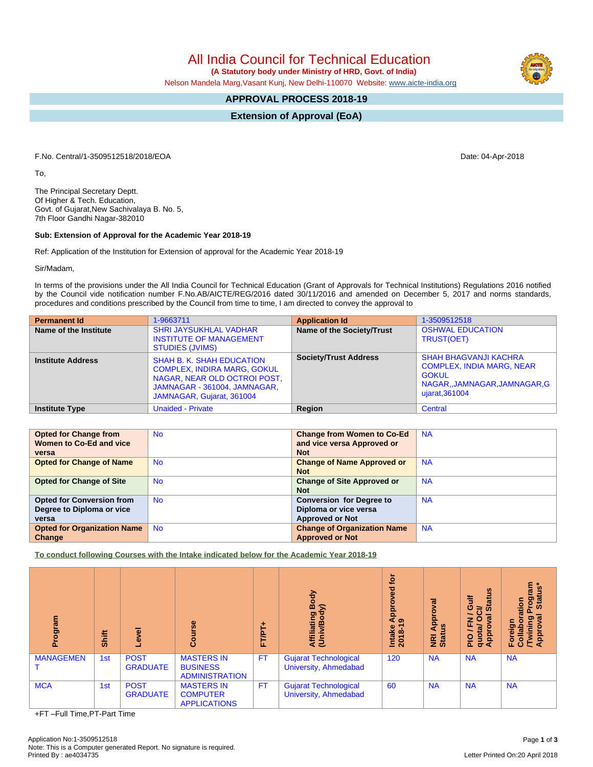# All India Council for Technical Education

**(A Statutory body under Ministry of HRD, Govt. of India)**

Nelson Mandela Marg,Vasant Kunj, New Delhi-110070 Website: www.aicte-india.org

## APPROVAL PROCESS 2018-19

## Extension of Approval (EoA)

F.No. Central/1-3509512518/2018/EOA

Date: 04-Apr-2018

To,

The Principal Secretary Deptt.
Of Higher & Tech. Education,
Govt. of Gujarat,New Sachivalaya B. No. 5,
7th Floor Gandhi Nagar-382010

**Sub: Extension of Approval for the Academic Year 2018-19**

Ref: Application of the Institution for Extension of approval for the Academic Year 2018-19

Sir/Madam,

In terms of the provisions under the All India Council for Technical Education (Grant of Approvals for Technical Institutions) Regulations 2016 notified by the Council vide notification number F.No.AB/AICTE/REG/2016 dated 30/11/2016 and amended on December 5, 2017 and norms standards, procedures and conditions prescribed by the Council from time to time, I am directed to convey the approval to

| **Permanent Id** | 1-9663711 | **Application Id** | 1-3509512518 |
|---|---|---|---|
| **Name of the Institute** | SHRI JAYSUKHLAL VADHAR INSTITUTE OF MANAGEMENT STUDIES (JVIMS) | **Name of the Society/Trust** | OSHWAL EDUCATION TRUST(OET) |
| **Institute Address** | SHAH B. K. SHAH EDUCATION COMPLEX, INDIRA MARG, GOKUL NAGAR, NEAR OLD OCTROI POST, JAMNAGAR - 361004, JAMNAGAR, JAMNAGAR, Gujarat, 361004 | **Society/Trust Address** | SHAH BHAGVANJI KACHRA COMPLEX, INDIA MARG, NEAR GOKUL NAGAR,,JAMNAGAR,JAMNAGAR,Gujarat,361004 |
| **Institute Type** | Unaided - Private | **Region** | Central |

| **Opted for Change from Women to Co-Ed and vice versa** | No | **Change from Women to Co-Ed and vice versa Approved or Not** | NA |
|---|---|---|---|
| **Opted for Change of Name** | No | **Change of Name Approved or Not** | NA |
| **Opted for Change of Site** | No | **Change of Site Approved or Not** | NA |
| **Opted for Conversion from Degree to Diploma or vice versa** | No | **Conversion for Degree to Diploma or vice versa Approved or Not** | NA |
| **Opted for Organization Name Change** | No | **Change of Organization Name Approved or Not** | NA |

**To conduct following Courses with the Intake indicated below for the Academic Year 2018-19**

| Program | Shift | Level | Course | FT/PT+ | Affiliating Body (Univ/Body) | Intake Approved for 2018-19 | NRI Approval Status | PIO / FN / Gulf quota/ OCI/ Approval Status | Foreign Collaboration /Twining Program Approval Status* |
|---|---|---|---|---|---|---|---|---|---|
| MANAGEMENT | 1st | POST GRADUATE | MASTERS IN BUSINESS ADMINISTRATION | FT | Gujarat Technological University, Ahmedabad | 120 | NA | NA | NA |
| MCA | 1st | POST GRADUATE | MASTERS IN COMPUTER APPLICATIONS | FT | Gujarat Technological University, Ahmedabad | 60 | NA | NA | NA |

+FT –Full Time,PT-Part Time

Application No:1-3509512518
Note: This is a Computer generated Report. No signature is required.
Printed By : ae4034735

Letter Printed On:20 April 2018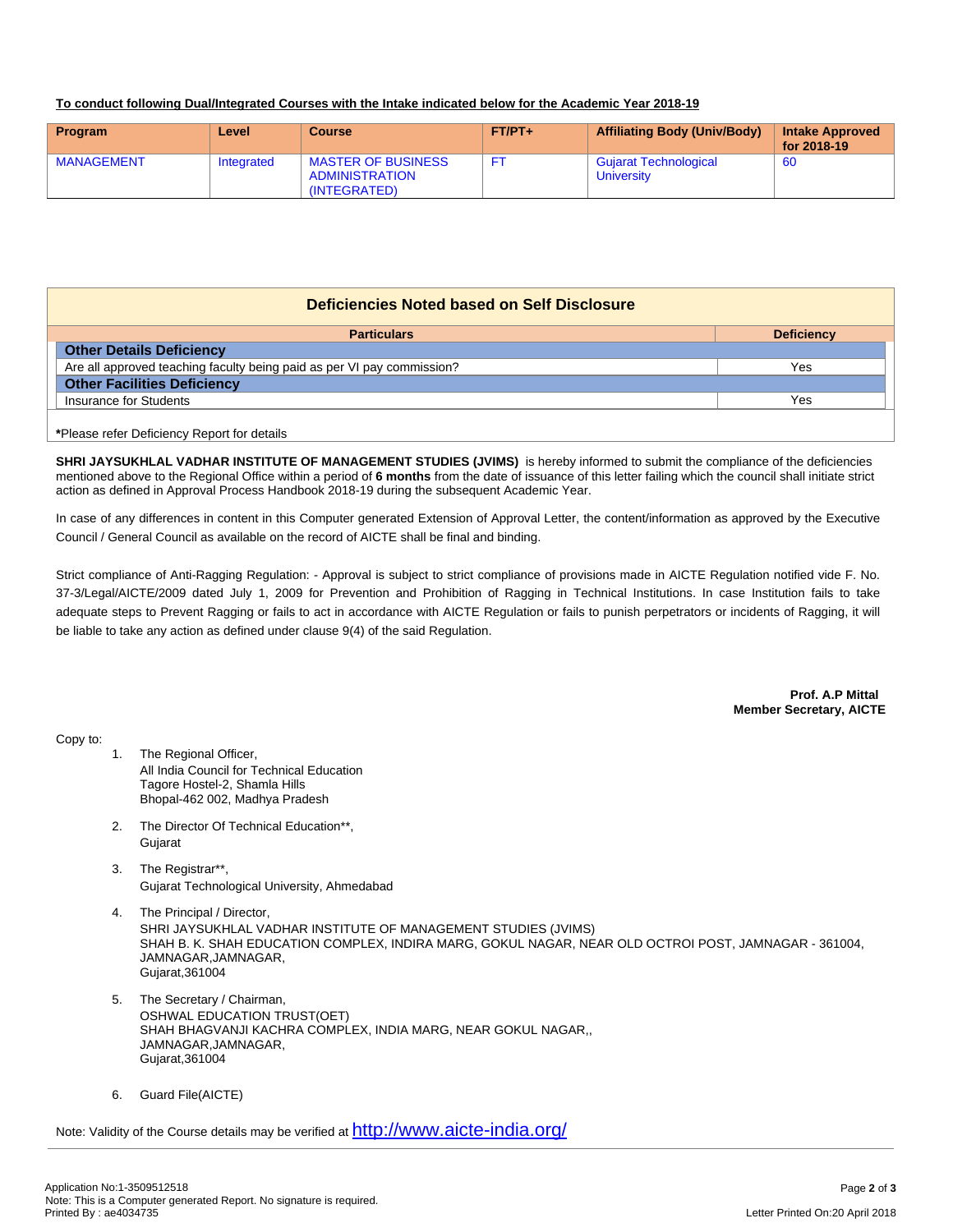**To conduct following Dual/Integrated Courses with the Intake indicated below for the Academic Year 2018-19**

| Program | Level | Course | FT/PT+ | Affiliating Body (Univ/Body) | Intake Approved for 2018-19 |
|---|---|---|---|---|---|
| MANAGEMENT | Integrated | MASTER OF BUSINESS ADMINISTRATION (INTEGRATED) | FT | Gujarat Technological University | 60 |

## Deficiencies Noted based on Self Disclosure

| Particulars | Deficiency |
|---|---|
| **Other Details Deficiency** | |
| Are all approved teaching faculty being paid as per VI pay commission? | Yes |
| **Other Facilities Deficiency** | |
| Insurance for Students | Yes |

***Please refer Deficiency Report for details**

**SHRI JAYSUKHLAL VADHAR INSTITUTE OF MANAGEMENT STUDIES (JVIMS)** is hereby informed to submit the compliance of the deficiencies mentioned above to the Regional Office within a period of **6 months** from the date of issuance of this letter failing which the council shall initiate strict action as defined in Approval Process Handbook 2018-19 during the subsequent Academic Year.

In case of any differences in content in this Computer generated Extension of Approval Letter, the content/information as approved by the Executive Council / General Council as available on the record of AICTE shall be final and binding.

Strict compliance of Anti-Ragging Regulation: - Approval is subject to strict compliance of provisions made in AICTE Regulation notified vide F. No. 37-3/Legal/AICTE/2009 dated July 1, 2009 for Prevention and Prohibition of Ragging in Technical Institutions. In case Institution fails to take adequate steps to Prevent Ragging or fails to act in accordance with AICTE Regulation or fails to punish perpetrators or incidents of Ragging, it will be liable to take any action as defined under clause 9(4) of the said Regulation.

**Prof. A.P Mittal**
**Member Secretary, AICTE**

Copy to:

1. The Regional Officer,
   All India Council for Technical Education
   Tagore Hostel-2, Shamla Hills
   Bhopal-462 002, Madhya Pradesh
2. The Director Of Technical Education**,
   Gujarat
3. The Registrar**,
   Gujarat Technological University, Ahmedabad
4. The Principal / Director,
   SHRI JAYSUKHLAL VADHAR INSTITUTE OF MANAGEMENT STUDIES (JVIMS)
   SHAH B. K. SHAH EDUCATION COMPLEX, INDIRA MARG, GOKUL NAGAR, NEAR OLD OCTROI POST, JAMNAGAR - 361004,
   JAMNAGAR,JAMNAGAR,
   Gujarat,361004
5. The Secretary / Chairman,
   OSHWAL EDUCATION TRUST(OET)
   SHAH BHAGVANJI KACHRA COMPLEX, INDIA MARG, NEAR GOKUL NAGAR,,
   JAMNAGAR,JAMNAGAR,
   Gujarat,361004
6. Guard File(AICTE)

Note: Validity of the Course details may be verified at http://www.aicte-india.org/

Application No:1-3509512518
Note: This is a Computer generated Report. No signature is required.
Printed By : ae4034735

Letter Printed On:20 April 2018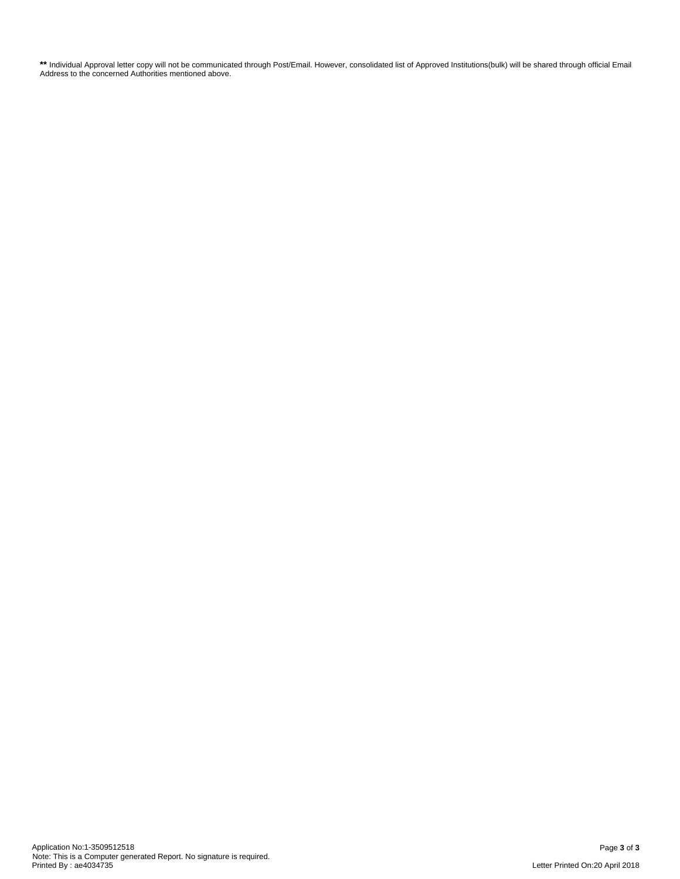** Individual Approval letter copy will not be communicated through Post/Email. However, consolidated list of Approved Institutions(bulk) will be shared through official Email Address to the concerned Authorities mentioned above.